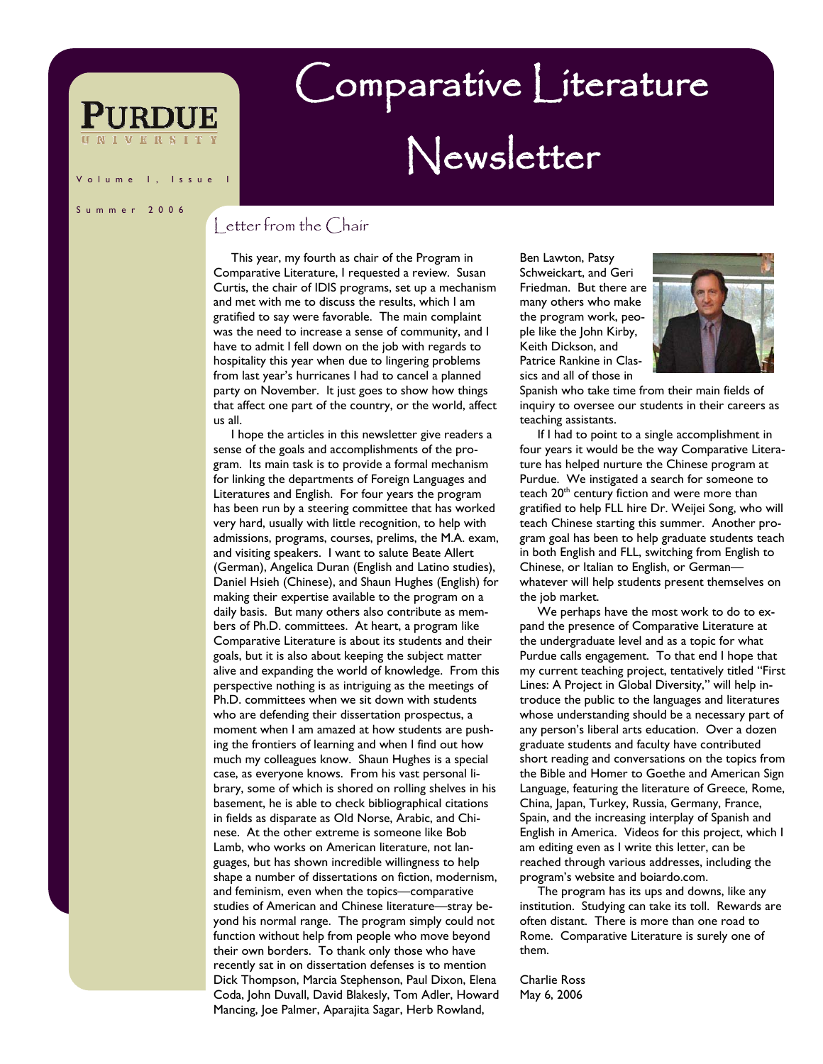# Comparative Literature Newsletter

Volume 1, Issue 1

Summer 2006

## Letter from the Chair

This year, my fourth as chair of the Program in Comparative Literature, I requested a review. Susan Curtis, the chair of IDIS programs, set up a mechanism and met with me to discuss the results, which I am gratified to say were favorable. The main complaint was the need to increase a sense of community, and I have to admit I fell down on the job with regards to hospitality this year when due to lingering problems from last year's hurricanes I had to cancel a planned party on November. It just goes to show how things that affect one part of the country, or the world, affect us all.

I hope the articles in this newsletter give readers a sense of the goals and accomplishments of the program. Its main task is to provide a formal mechanism for linking the departments of Foreign Languages and Literatures and English. For four years the program has been run by a steering committee that has worked very hard, usually with little recognition, to help with admissions, programs, courses, prelims, the M.A. exam, and visiting speakers. I want to salute Beate Allert (German), Angelica Duran (English and Latino studies), Daniel Hsieh (Chinese), and Shaun Hughes (English) for making their expertise available to the program on a daily basis. But many others also contribute as members of Ph.D. committees. At heart, a program like Comparative Literature is about its students and their goals, but it is also about keeping the subject matter alive and expanding the world of knowledge. From this perspective nothing is as intriguing as the meetings of Ph.D. committees when we sit down with students who are defending their dissertation prospectus, a moment when I am amazed at how students are pushing the frontiers of learning and when I find out how much my colleagues know. Shaun Hughes is a special case, as everyone knows. From his vast personal library, some of which is shored on rolling shelves in his basement, he is able to check bibliographical citations in fields as disparate as Old Norse, Arabic, and Chinese. At the other extreme is someone like Bob Lamb, who works on American literature, not languages, but has shown incredible willingness to help shape a number of dissertations on fiction, modernism, and feminism, even when the topics—comparative studies of American and Chinese literature—stray beyond his normal range. The program simply could not function without help from people who move beyond their own borders. To thank only those who have recently sat in on dissertation defenses is to mention Dick Thompson, Marcia Stephenson, Paul Dixon, Elena Coda, John Duvall, David Blakesly, Tom Adler, Howard Mancing, Joe Palmer, Aparajita Sagar, Herb Rowland, Ben Lawton, Patsy Schweickart, and Geri Friedman. But there are many others who make the program work, people like the John Kirby, Keith Dickson, and Patrice Rankine in Classics and all of those in Spanish who take time from their main fields of inquiry to oversee our students in their careers as teaching assistants.

If I had to point to a single accomplishment in four years it would be the way Comparative Literature has helped nurture the Chinese program at Purdue. We instigated a search for someone to teach 20th century fiction and were more than gratified to help FLL hire Dr. Weijei Song, who will teach Chinese starting this summer. Another program goal has been to help graduate students teach in both English and FLL, switching from English to Chinese, or Italian to English, or German—whatever will help students present themselves on the job market.

We perhaps have the most work to do to expand the presence of Comparative Literature at the undergraduate level and as a topic for what Purdue calls engagement. To that end I hope that my current teaching project, tentatively titled "First Lines: A Project in Global Diversity," will help introduce the public to the languages and literatures whose understanding should be a necessary part of any person's liberal arts education. Over a dozen graduate students and faculty have contributed short reading and conversations on the topics from the Bible and Homer to Goethe and American Sign Language, featuring the literature of Greece, Rome, China, Japan, Turkey, Russia, Germany, France, Spain, and the increasing interplay of Spanish and English in America. Videos for this project, which I am editing even as I write this letter, can be reached through various addresses, including the program's website and boiardo.com.

The program has its ups and downs, like any institution. Studying can take its toll. Rewards are often distant. There is more than one road to Rome. Comparative Literature is surely one of them.

Charlie Ross
May 6, 2006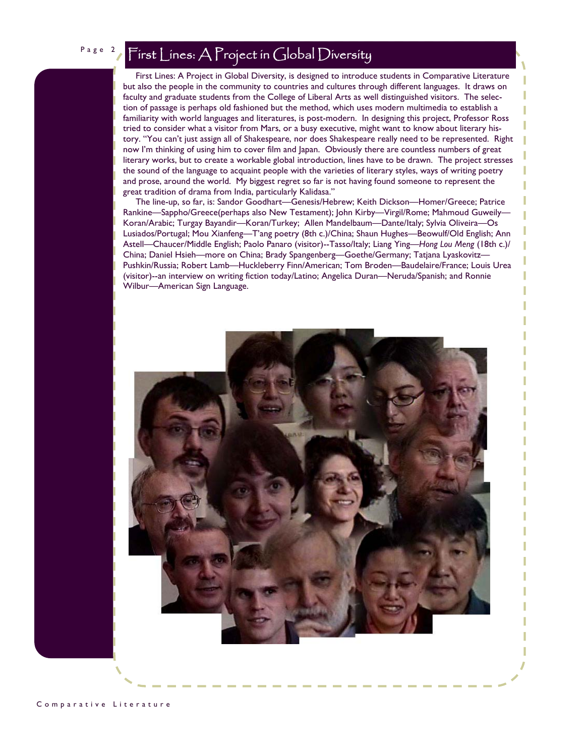# First Lines: A Project in Global Diversity

First Lines: A Project in Global Diversity, is designed to introduce students in Comparative Literature but also the people in the community to countries and cultures through different languages. It draws on faculty and graduate students from the College of Liberal Arts as well distinguished visitors. The selection of passage is perhaps old fashioned but the method, which uses modern multimedia to establish a familiarity with world languages and literatures, is post-modern. In designing this project, Professor Ross tried to consider what a visitor from Mars, or a busy executive, might want to know about literary history. "You can't just assign all of Shakespeare, nor does Shakespeare really need to be represented. Right now I'm thinking of using him to cover film and Japan. Obviously there are countless numbers of great literary works, but to create a workable global introduction, lines have to be drawn. The project stresses the sound of the language to acquaint people with the varieties of literary styles, ways of writing poetry and prose, around the world. My biggest regret so far is not having found someone to represent the great tradition of drama from India, particularly Kalidasa."

The line-up, so far, is: Sandor Goodhart—Genesis/Hebrew; Keith Dickson—Homer/Greece; Patrice Rankine—Sappho/Greece(perhaps also New Testament); John Kirby—Virgil/Rome; Mahmoud Guweily—Koran/Arabic; Turgay Bayandir—Koran/Turkey; Allen Mandelbaum—Dante/Italy; Sylvia Oliveira—Os Lusiados/Portugal; Mou Xianfeng—T'ang poetry (8th c.)/China; Shaun Hughes—Beowulf/Old English; Ann Astell—Chaucer/Middle English; Paolo Panaro (visitor)--Tasso/Italy; Liang Ying—*Hong Lou Meng* (18th c.)/ China; Daniel Hsieh—more on China; Brady Spangenberg—Goethe/Germany; Tatjana Lyaskovitz—Pushkin/Russia; Robert Lamb—Huckleberry Finn/American; Tom Broden—Baudelaire/France; Louis Urea (visitor)--an interview on writing fiction today/Latino; Angelica Duran—Neruda/Spanish; and Ronnie Wilbur—American Sign Language.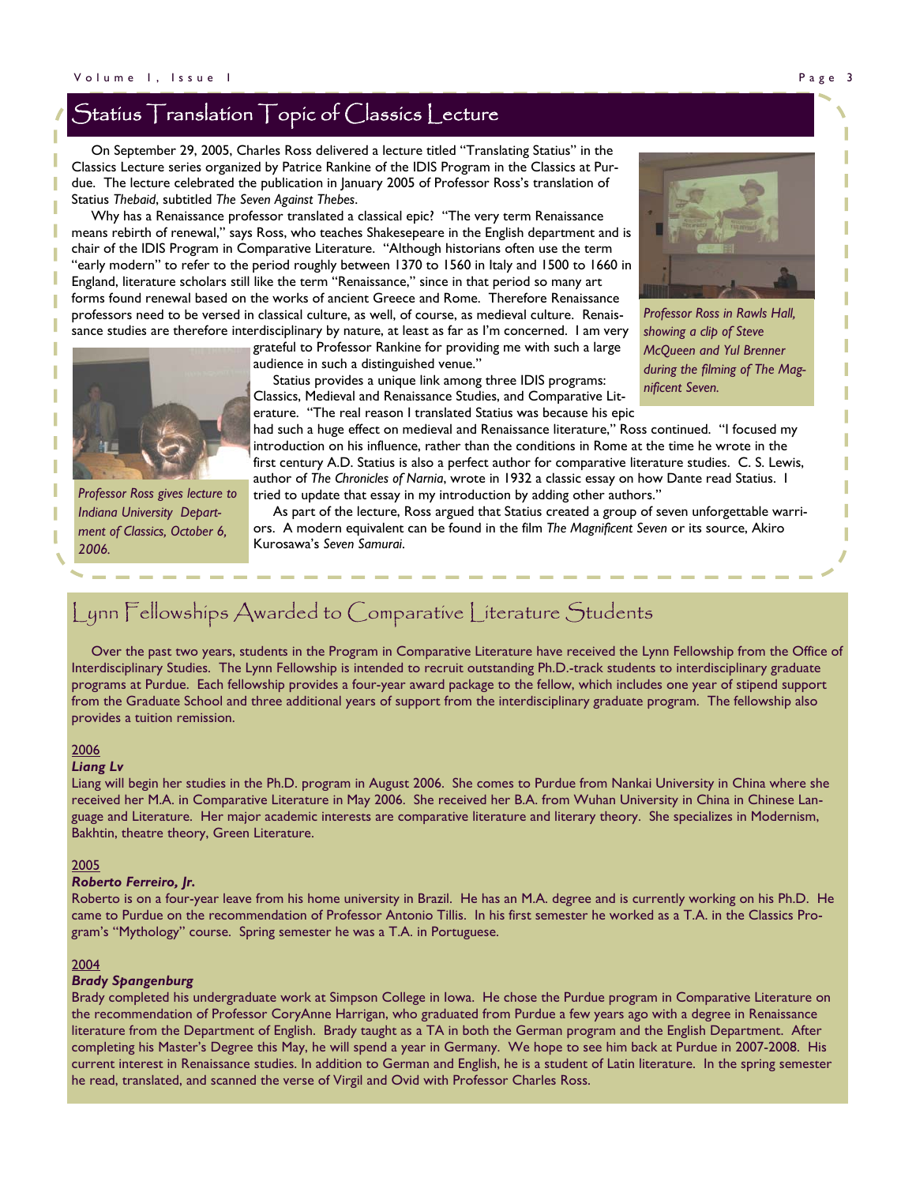## Statius Translation Topic of Classics Lecture

On September 29, 2005, Charles Ross delivered a lecture titled "Translating Statius" in the Classics Lecture series organized by Patrice Rankine of the IDIS Program in the Classics at Purdue. The lecture celebrated the publication in January 2005 of Professor Ross's translation of Statius *Thebaid*, subtitled *The Seven Against Thebes*.

Why has a Renaissance professor translated a classical epic? "The very term Renaissance means rebirth of renewal," says Ross, who teaches Shakesepeare in the English department and is chair of the IDIS Program in Comparative Literature. "Although historians often use the term "early modern" to refer to the period roughly between 1370 to 1560 in Italy and 1500 to 1660 in England, literature scholars still like the term "Renaissance," since in that period so many art forms found renewal based on the works of ancient Greece and Rome. Therefore Renaissance professors need to be versed in classical culture, as well, of course, as medieval culture. Renaissance studies are therefore interdisciplinary by nature, at least as far as I'm concerned. I am very grateful to Professor Rankine for providing me with such a large audience in such a distinguished venue."

*Professor Ross in Rawls Hall, showing a clip of Steve McQueen and Yul Brenner during the filming of The Magnificent Seven.*

*Professor Ross gives lecture to Indiana University Department of Classics, October 6, 2006.*

Statius provides a unique link among three IDIS programs: Classics, Medieval and Renaissance Studies, and Comparative Literature. "The real reason I translated Statius was because his epic had such a huge effect on medieval and Renaissance literature," Ross continued. "I focused my introduction on his influence, rather than the conditions in Rome at the time he wrote in the first century A.D. Statius is also a perfect author for comparative literature studies. C. S. Lewis, author of *The Chronicles of Narnia*, wrote in 1932 a classic essay on how Dante read Statius. I tried to update that essay in my introduction by adding other authors."

As part of the lecture, Ross argued that Statius created a group of seven unforgettable warriors. A modern equivalent can be found in the film *The Magnificent Seven* or its source, Akiro Kurosawa's *Seven Samurai*.

## Lynn Fellowships Awarded to Comparative Literature Students

Over the past two years, students in the Program in Comparative Literature have received the Lynn Fellowship from the Office of Interdisciplinary Studies. The Lynn Fellowship is intended to recruit outstanding Ph.D.-track students to interdisciplinary graduate programs at Purdue. Each fellowship provides a four-year award package to the fellow, which includes one year of stipend support from the Graduate School and three additional years of support from the interdisciplinary graduate program. The fellowship also provides a tuition remission.

2006

***Liang Lv***

Liang will begin her studies in the Ph.D. program in August 2006. She comes to Purdue from Nankai University in China where she received her M.A. in Comparative Literature in May 2006. She received her B.A. from Wuhan University in China in Chinese Language and Literature. Her major academic interests are comparative literature and literary theory. She specializes in Modernism, Bakhtin, theatre theory, Green Literature.

2005

***Roberto Ferreiro, Jr.***

Roberto is on a four-year leave from his home university in Brazil. He has an M.A. degree and is currently working on his Ph.D. He came to Purdue on the recommendation of Professor Antonio Tillis. In his first semester he worked as a T.A. in the Classics Program's "Mythology" course. Spring semester he was a T.A. in Portuguese.

2004

***Brady Spangenburg***

Brady completed his undergraduate work at Simpson College in Iowa. He chose the Purdue program in Comparative Literature on the recommendation of Professor CoryAnne Harrigan, who graduated from Purdue a few years ago with a degree in Renaissance literature from the Department of English. Brady taught as a TA in both the German program and the English Department. After completing his Master's Degree this May, he will spend a year in Germany. We hope to see him back at Purdue in 2007-2008. His current interest in Renaissance studies. In addition to German and English, he is a student of Latin literature. In the spring semester he read, translated, and scanned the verse of Virgil and Ovid with Professor Charles Ross.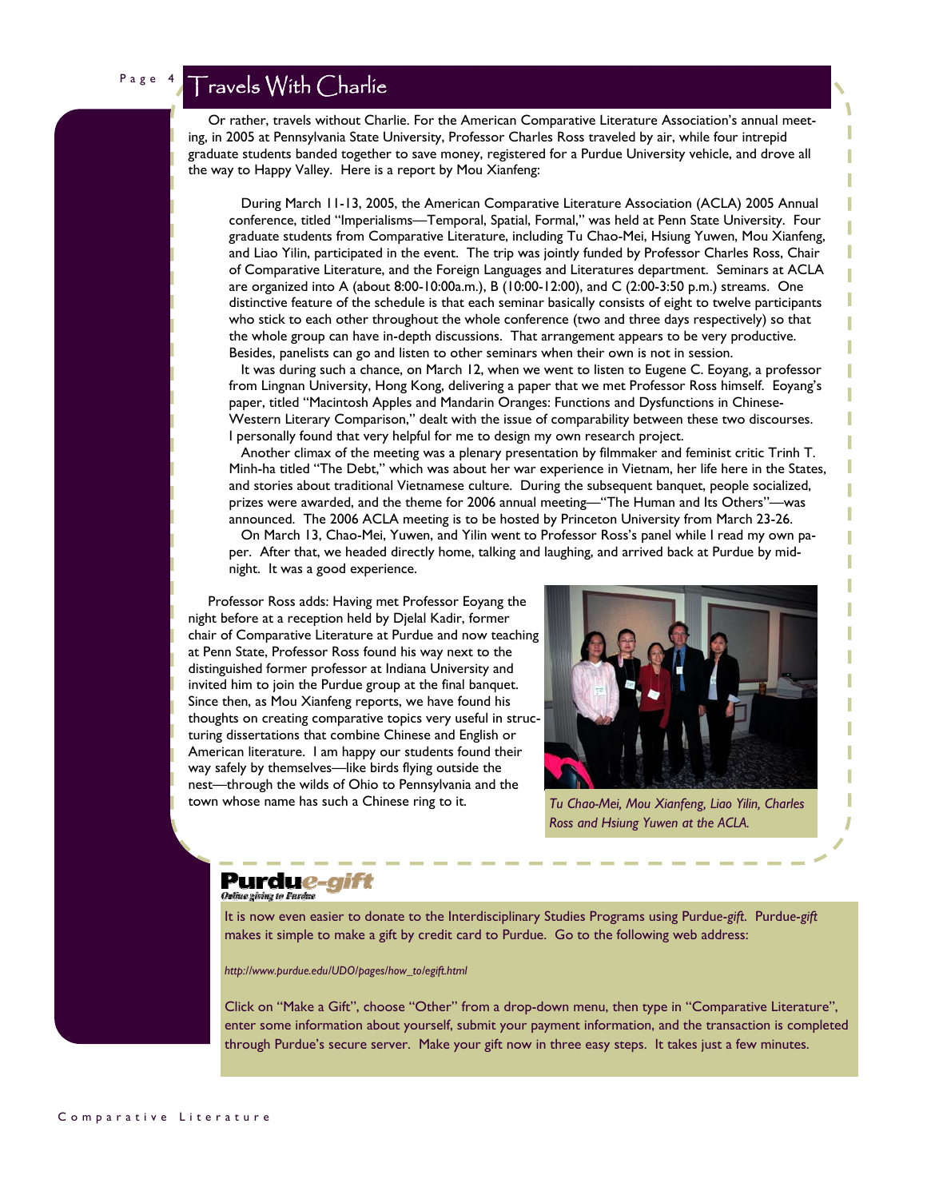# Travels With Charlie

Or rather, travels without Charlie. For the American Comparative Literature Association's annual meeting, in 2005 at Pennsylvania State University, Professor Charles Ross traveled by air, while four intrepid graduate students banded together to save money, registered for a Purdue University vehicle, and drove all the way to Happy Valley. Here is a report by Mou Xianfeng:

> During March 11-13, 2005, the American Comparative Literature Association (ACLA) 2005 Annual conference, titled "Imperialisms—Temporal, Spatial, Formal," was held at Penn State University. Four graduate students from Comparative Literature, including Tu Chao-Mei, Hsiung Yuwen, Mou Xianfeng, and Liao Yilin, participated in the event. The trip was jointly funded by Professor Charles Ross, Chair of Comparative Literature, and the Foreign Languages and Literatures department. Seminars at ACLA are organized into A (about 8:00-10:00a.m.), B (10:00-12:00), and C (2:00-3:50 p.m.) streams. One distinctive feature of the schedule is that each seminar basically consists of eight to twelve participants who stick to each other throughout the whole conference (two and three days respectively) so that the whole group can have in-depth discussions. That arrangement appears to be very productive. Besides, panelists can go and listen to other seminars when their own is not in session.
>
> It was during such a chance, on March 12, when we went to listen to Eugene C. Eoyang, a professor from Lingnan University, Hong Kong, delivering a paper that we met Professor Ross himself. Eoyang's paper, titled "Macintosh Apples and Mandarin Oranges: Functions and Dysfunctions in Chinese-Western Literary Comparison," dealt with the issue of comparability between these two discourses. I personally found that very helpful for me to design my own research project.
>
> Another climax of the meeting was a plenary presentation by filmmaker and feminist critic Trinh T. Minh-ha titled "The Debt," which was about her war experience in Vietnam, her life here in the States, and stories about traditional Vietnamese culture. During the subsequent banquet, people socialized, prizes were awarded, and the theme for 2006 annual meeting—"The Human and Its Others"—was announced. The 2006 ACLA meeting is to be hosted by Princeton University from March 23-26.
>
> On March 13, Chao-Mei, Yuwen, and Yilin went to Professor Ross's panel while I read my own paper. After that, we headed directly home, talking and laughing, and arrived back at Purdue by midnight. It was a good experience.

Professor Ross adds: Having met Professor Eoyang the night before at a reception held by Djelal Kadir, former chair of Comparative Literature at Purdue and now teaching at Penn State, Professor Ross found his way next to the distinguished former professor at Indiana University and invited him to join the Purdue group at the final banquet. Since then, as Mou Xianfeng reports, we have found his thoughts on creating comparative topics very useful in structuring dissertations that combine Chinese and English or American literature. I am happy our students found their way safely by themselves—like birds flying outside the nest—through the wilds of Ohio to Pennsylvania and the town whose name has such a Chinese ring to it.

*Tu Chao-Mei, Mou Xianfeng, Liao Yilin, Charles Ross and Hsiung Yuwen at the ACLA.*

## Purdue-*gift*

Online giving to Purdue

It is now even easier to donate to the Interdisciplinary Studies Programs using Purdue-*gift*. Purdue-*gift* makes it simple to make a gift by credit card to Purdue. Go to the following web address:

*http://www.purdue.edu/UDO/pages/how_to/egift.html*

Click on "Make a Gift", choose "Other" from a drop-down menu, then type in "Comparative Literature", enter some information about yourself, submit your payment information, and the transaction is completed through Purdue's secure server. Make your gift now in three easy steps. It takes just a few minutes.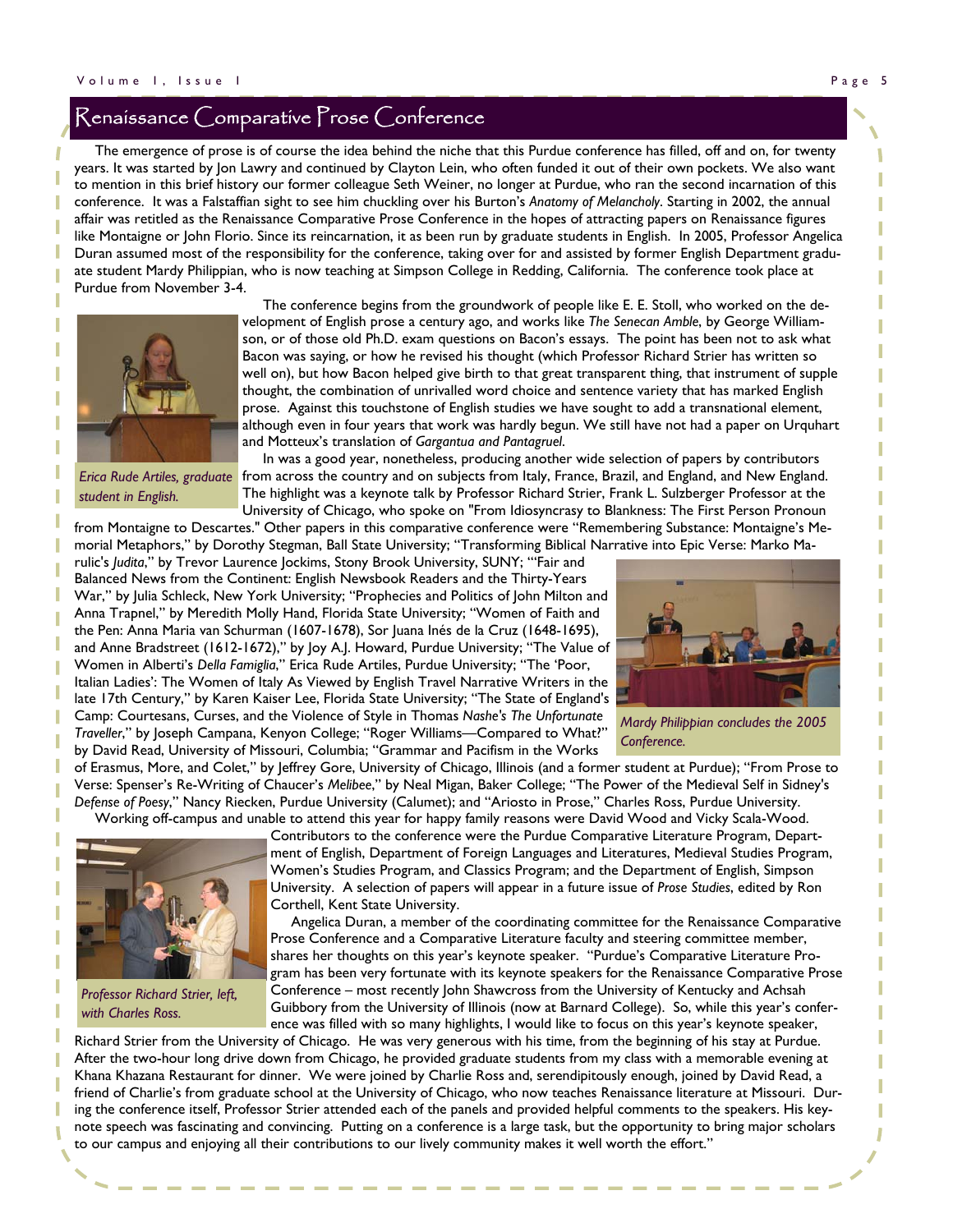## Renaissance Comparative Prose Conference

The emergence of prose is of course the idea behind the niche that this Purdue conference has filled, off and on, for twenty years. It was started by Jon Lawry and continued by Clayton Lein, who often funded it out of their own pockets. We also want to mention in this brief history our former colleague Seth Weiner, no longer at Purdue, who ran the second incarnation of this conference. It was a Falstaffian sight to see him chuckling over his Burton's *Anatomy of Melancholy*. Starting in 2002, the annual affair was retitled as the Renaissance Comparative Prose Conference in the hopes of attracting papers on Renaissance figures like Montaigne or John Florio. Since its reincarnation, it as been run by graduate students in English. In 2005, Professor Angelica Duran assumed most of the responsibility for the conference, taking over for and assisted by former English Department graduate student Mardy Philippian, who is now teaching at Simpson College in Redding, California. The conference took place at Purdue from November 3-4.

The conference begins from the groundwork of people like E. E. Stoll, who worked on the development of English prose a century ago, and works like *The Senecan Amble*, by George Williamson, or of those old Ph.D. exam questions on Bacon's essays. The point has been not to ask what Bacon was saying, or how he revised his thought (which Professor Richard Strier has written so well on), but how Bacon helped give birth to that great transparent thing, that instrument of supple thought, the combination of unrivalled word choice and sentence variety that has marked English prose. Against this touchstone of English studies we have sought to add a transnational element, although even in four years that work was hardly begun. We still have not had a paper on Urquhart and Motteux's translation of *Gargantua and Pantagruel*.

*Erica Rude Artiles, graduate student in English.*

In was a good year, nonetheless, producing another wide selection of papers by contributors from across the country and on subjects from Italy, France, Brazil, and England, and New England. The highlight was a keynote talk by Professor Richard Strier, Frank L. Sulzberger Professor at the University of Chicago, who spoke on "From Idiosyncrasy to Blankness: The First Person Pronoun from Montaigne to Descartes." Other papers in this comparative conference were "Remembering Substance: Montaigne's Memorial Metaphors," by Dorothy Stegman, Ball State University; "Transforming Biblical Narrative into Epic Verse: Marko Marulic's *Judita*," by Trevor Laurence Jockims, Stony Brook University, SUNY; "'Fair and Balanced News from the Continent: English Newsbook Readers and the Thirty-Years War," by Julia Schleck, New York University; "Prophecies and Politics of John Milton and Anna Trapnel," by Meredith Molly Hand, Florida State University; "Women of Faith and the Pen: Anna Maria van Schurman (1607-1678), Sor Juana Inés de la Cruz (1648-1695), and Anne Bradstreet (1612-1672)," by Joy A.J. Howard, Purdue University; "The Value of Women in Alberti's *Della Famiglia*," Erica Rude Artiles, Purdue University; "The 'Poor, Italian Ladies': The Women of Italy As Viewed by English Travel Narrative Writers in the late 17th Century," by Karen Kaiser Lee, Florida State University; "The State of England's Camp: Courtesans, Curses, and the Violence of Style in Thomas *Nashe's The Unfortunate Traveller*," by Joseph Campana, Kenyon College; "Roger Williams—Compared to What?" by David Read, University of Missouri, Columbia; "Grammar and Pacifism in the Works of Erasmus, More, and Colet," by Jeffrey Gore, University of Chicago, Illinois (and a former student at Purdue); "From Prose to Verse: Spenser's Re-Writing of Chaucer's *Melibee*," by Neal Migan, Baker College; "The Power of the Medieval Self in Sidney's *Defense of Poesy*," Nancy Riecken, Purdue University (Calumet); and "Ariosto in Prose," Charles Ross, Purdue University.

*Mardy Philippian concludes the 2005 Conference.*

Working off-campus and unable to attend this year for happy family reasons were David Wood and Vicky Scala-Wood. Contributors to the conference were the Purdue Comparative Literature Program, Department of English, Department of Foreign Languages and Literatures, Medieval Studies Program, Women's Studies Program, and Classics Program; and the Department of English, Simpson University. A selection of papers will appear in a future issue of *Prose Studies*, edited by Ron Corthell, Kent State University.

*Professor Richard Strier, left, with Charles Ross.*

Angelica Duran, a member of the coordinating committee for the Renaissance Comparative Prose Conference and a Comparative Literature faculty and steering committee member, shares her thoughts on this year's keynote speaker. "Purdue's Comparative Literature Program has been very fortunate with its keynote speakers for the Renaissance Comparative Prose Conference – most recently John Shawcross from the University of Kentucky and Achsah Guibbory from the University of Illinois (now at Barnard College). So, while this year's conference was filled with so many highlights, I would like to focus on this year's keynote speaker, Richard Strier from the University of Chicago. He was very generous with his time, from the beginning of his stay at Purdue. After the two-hour long drive down from Chicago, he provided graduate students from my class with a memorable evening at Khana Khazana Restaurant for dinner. We were joined by Charlie Ross and, serendipitously enough, joined by David Read, a friend of Charlie's from graduate school at the University of Chicago, who now teaches Renaissance literature at Missouri. During the conference itself, Professor Strier attended each of the panels and provided helpful comments to the speakers. His keynote speech was fascinating and convincing. Putting on a conference is a large task, but the opportunity to bring major scholars to our campus and enjoying all their contributions to our lively community makes it well worth the effort."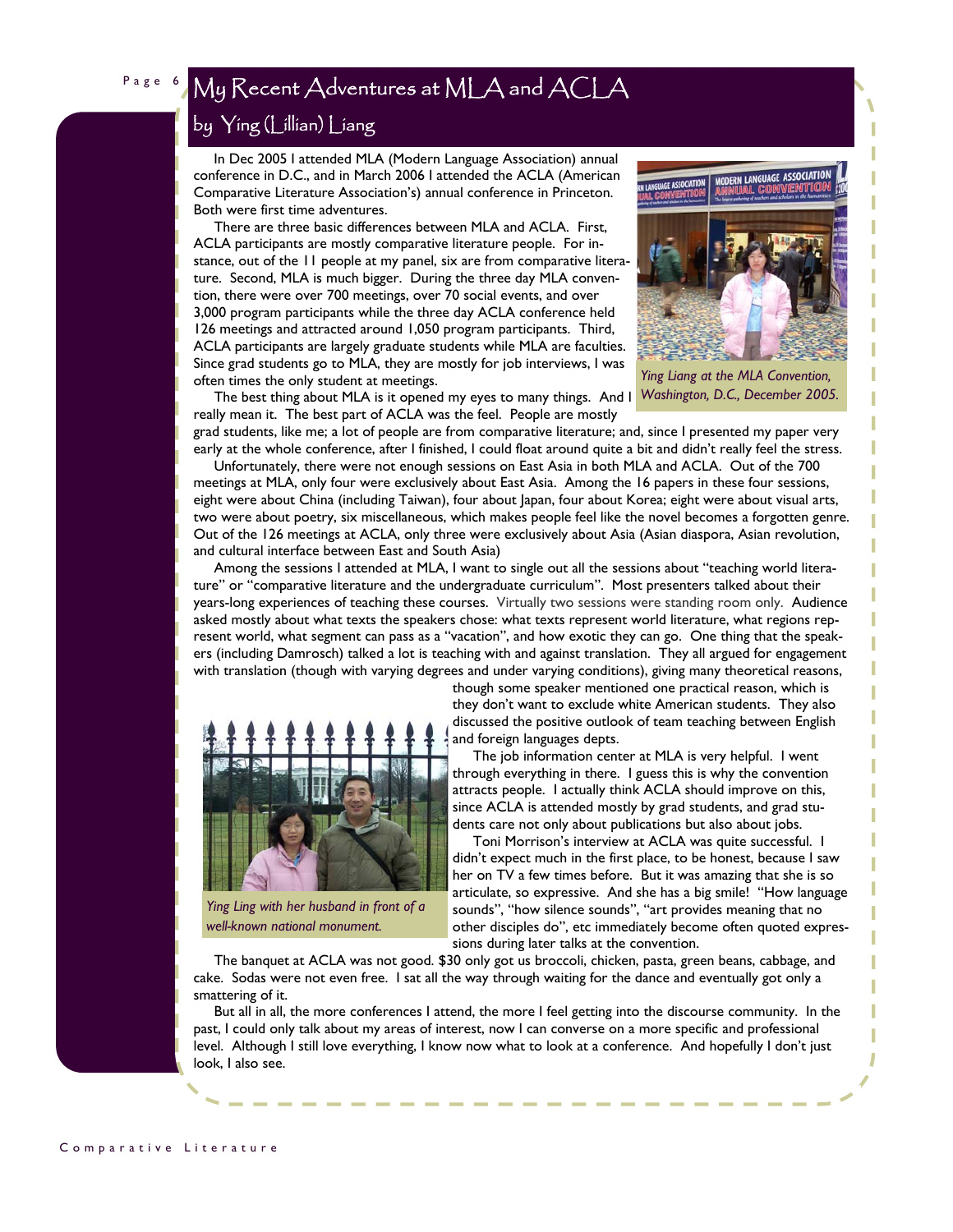# My Recent Adventures at MLA and ACLA

## by Ying (Lillian) Liang

In Dec 2005 I attended MLA (Modern Language Association) annual conference in D.C., and in March 2006 I attended the ACLA (American Comparative Literature Association's) annual conference in Princeton. Both were first time adventures.

There are three basic differences between MLA and ACLA. First, ACLA participants are mostly comparative literature people. For instance, out of the 11 people at my panel, six are from comparative literature. Second, MLA is much bigger. During the three day MLA convention, there were over 700 meetings, over 70 social events, and over 3,000 program participants while the three day ACLA conference held 126 meetings and attracted around 1,050 program participants. Third, ACLA participants are largely graduate students while MLA are faculties. Since grad students go to MLA, they are mostly for job interviews, I was often times the only student at meetings.

*Ying Liang at the MLA Convention, Washington, D.C., December 2005.*

The best thing about MLA is it opened my eyes to many things. And I really mean it. The best part of ACLA was the feel. People are mostly grad students, like me; a lot of people are from comparative literature; and, since I presented my paper very early at the whole conference, after I finished, I could float around quite a bit and didn't really feel the stress.

Unfortunately, there were not enough sessions on East Asia in both MLA and ACLA. Out of the 700 meetings at MLA, only four were exclusively about East Asia. Among the 16 papers in these four sessions, eight were about China (including Taiwan), four about Japan, four about Korea; eight were about visual arts, two were about poetry, six miscellaneous, which makes people feel like the novel becomes a forgotten genre. Out of the 126 meetings at ACLA, only three were exclusively about Asia (Asian diaspora, Asian revolution, and cultural interface between East and South Asia)

Among the sessions I attended at MLA, I want to single out all the sessions about "teaching world literature" or "comparative literature and the undergraduate curriculum". Most presenters talked about their years-long experiences of teaching these courses. Virtually two sessions were standing room only. Audience asked mostly about what texts the speakers chose: what texts represent world literature, what regions represent world, what segment can pass as a "vacation", and how exotic they can go. One thing that the speakers (including Damrosch) talked a lot is teaching with and against translation. They all argued for engagement with translation (though with varying degrees and under varying conditions), giving many theoretical reasons, though some speaker mentioned one practical reason, which is they don't want to exclude white American students. They also discussed the positive outlook of team teaching between English and foreign languages depts.

The job information center at MLA is very helpful. I went through everything in there. I guess this is why the convention attracts people. I actually think ACLA should improve on this, since ACLA is attended mostly by grad students, and grad students care not only about publications but also about jobs.

*Ying Ling with her husband in front of a well-known national monument.*

Toni Morrison's interview at ACLA was quite successful. I didn't expect much in the first place, to be honest, because I saw her on TV a few times before. But it was amazing that she is so articulate, so expressive. And she has a big smile! "How language sounds", "how silence sounds", "art provides meaning that no other disciples do", etc immediately become often quoted expressions during later talks at the convention.

The banquet at ACLA was not good. $30 only got us broccoli, chicken, pasta, green beans, cabbage, and cake. Sodas were not even free. I sat all the way through waiting for the dance and eventually got only a smattering of it.

But all in all, the more conferences I attend, the more I feel getting into the discourse community. In the past, I could only talk about my areas of interest, now I can converse on a more specific and professional level. Although I still love everything, I know now what to look at a conference. And hopefully I don't just look, I also see.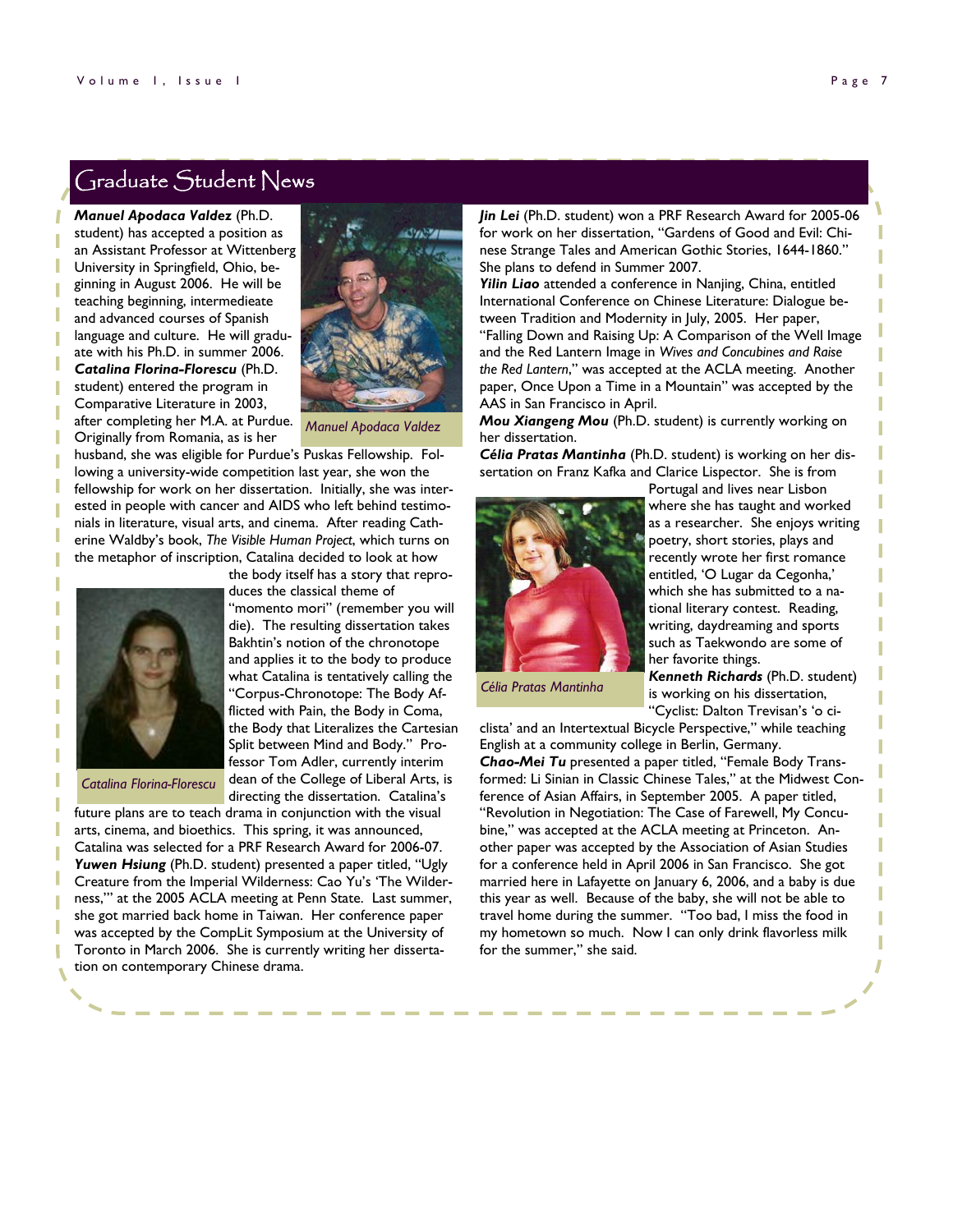## Graduate Student News

***Manuel Apodaca Valdez*** (Ph.D. student) has accepted a position as an Assistant Professor at Wittenberg University in Springfield, Ohio, beginning in August 2006. He will be teaching beginning, intermediate and advanced courses of Spanish language and culture. He will graduate with his Ph.D. in summer 2006.

*Manuel Apodaca Valdez*

***Catalina Florina-Florescu*** (Ph.D. student) entered the program in Comparative Literature in 2003, after completing her M.A. at Purdue. Originally from Romania, as is her husband, she was eligible for Purdue's Puskas Fellowship. Following a university-wide competition last year, she won the fellowship for work on her dissertation. Initially, she was interested in people with cancer and AIDS who left behind testimonials in literature, visual arts, and cinema. After reading Catherine Waldby's book, *The Visible Human Project*, which turns on the metaphor of inscription, Catalina decided to look at how the body itself has a story that reproduces the classical theme of "momento mori" (remember you will die). The resulting dissertation takes Bakhtin's notion of the chronotope and applies it to the body to produce what Catalina is tentatively calling the "Corpus-Chronotope: The Body Afflicted with Pain, the Body in Coma, the Body that Literalizes the Cartesian Split between Mind and Body." Professor Tom Adler, currently interim dean of the College of Liberal Arts, is directing the dissertation. Catalina's future plans are to teach drama in conjunction with the visual arts, cinema, and bioethics. This spring, it was announced, Catalina was selected for a PRF Research Award for 2006-07.

*Catalina Florina-Florescu*

***Yuwen Hsiung*** (Ph.D. student) presented a paper titled, "Ugly Creature from the Imperial Wilderness: Cao Yu's 'The Wilderness,'" at the 2005 ACLA meeting at Penn State. Last summer, she got married back home in Taiwan. Her conference paper was accepted by the CompLit Symposium at the University of Toronto in March 2006. She is currently writing her dissertation on contemporary Chinese drama.

***Jin Lei*** (Ph.D. student) won a PRF Research Award for 2005-06 for work on her dissertation, "Gardens of Good and Evil: Chinese Strange Tales and American Gothic Stories, 1644-1860." She plans to defend in Summer 2007.

***Yilin Liao*** attended a conference in Nanjing, China, entitled International Conference on Chinese Literature: Dialogue between Tradition and Modernity in July, 2005. Her paper, "Falling Down and Raising Up: A Comparison of the Well Image and the Red Lantern Image in *Wives and Concubines and Raise the Red Lantern*," was accepted at the ACLA meeting. Another paper, Once Upon a Time in a Mountain" was accepted by the AAS in San Francisco in April.

***Mou Xiangeng Mou*** (Ph.D. student) is currently working on her dissertation.

***Célia Pratas Mantinha*** (Ph.D. student) is working on her dissertation on Franz Kafka and Clarice Lispector. She is from Portugal and lives near Lisbon where she has taught and worked as a researcher. She enjoys writing poetry, short stories, plays and recently wrote her first romance entitled, 'O Lugar da Cegonha,' which she has submitted to a national literary contest. Reading, writing, daydreaming and sports such as Taekwondo are some of her favorite things.

*Célia Pratas Mantinha*

***Kenneth Richards*** (Ph.D. student) is working on his dissertation, "Cyclist: Dalton Trevisan's 'o ciclista' and an Intertextual Bicycle Perspective," while teaching English at a community college in Berlin, Germany.

***Chao-Mei Tu*** presented a paper titled, "Female Body Transformed: Li Sinian in Classic Chinese Tales," at the Midwest Conference of Asian Affairs, in September 2005. A paper titled, "Revolution in Negotiation: The Case of Farewell, My Concubine," was accepted at the ACLA meeting at Princeton. Another paper was accepted by the Association of Asian Studies for a conference held in April 2006 in San Francisco. She got married here in Lafayette on January 6, 2006, and a baby is due this year as well. Because of the baby, she will not be able to travel home during the summer. "Too bad, I miss the food in my hometown so much. Now I can only drink flavorless milk for the summer," she said.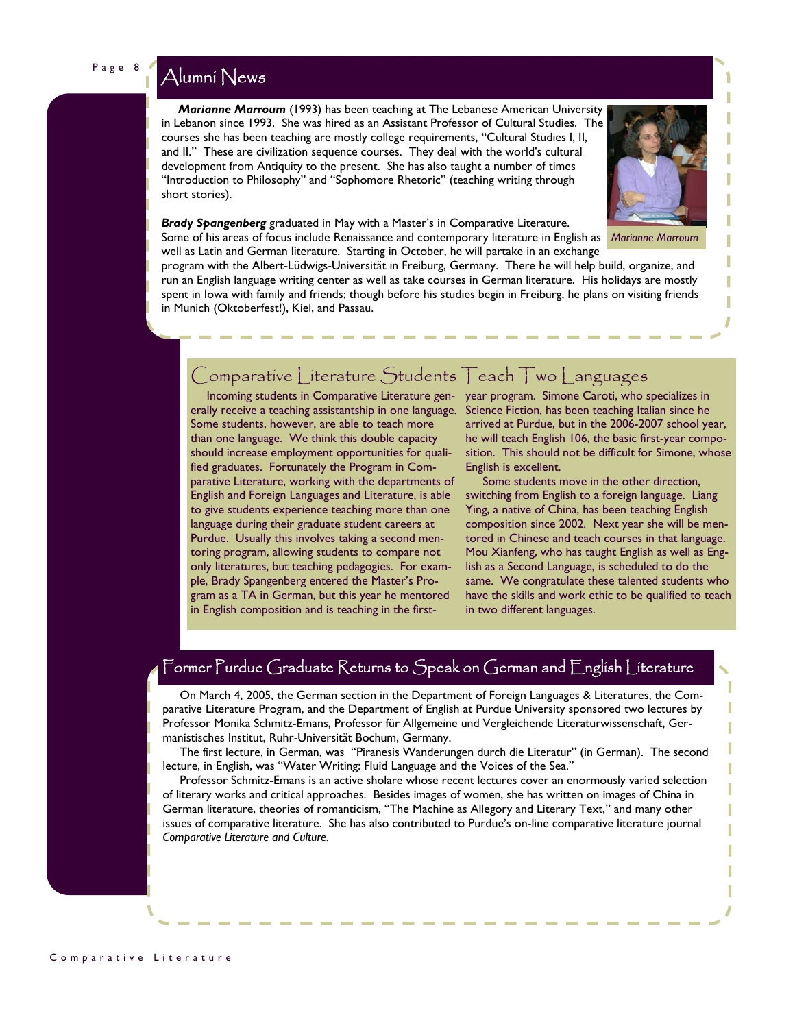## Alumni News

***Marianne Marroum*** (1993) has been teaching at The Lebanese American University in Lebanon since 1993. She was hired as an Assistant Professor of Cultural Studies. The courses she has been teaching are mostly college requirements, "Cultural Studies I, II, and II." These are civilization sequence courses. They deal with the world's cultural development from Antiquity to the present. She has also taught a number of times "Introduction to Philosophy" and "Sophomore Rhetoric" (teaching writing through short stories).

*Marianne Marroum*

***Brady Spangenberg*** graduated in May with a Master's in Comparative Literature. Some of his areas of focus include Renaissance and contemporary literature in English as well as Latin and German literature. Starting in October, he will partake in an exchange program with the Albert-Lüdwigs-Universität in Freiburg, Germany. There he will help build, organize, and run an English language writing center as well as take courses in German literature. His holidays are mostly spent in Iowa with family and friends; though before his studies begin in Freiburg, he plans on visiting friends in Munich (Oktoberfest!), Kiel, and Passau.

## Comparative Literature Students Teach Two Languages

Incoming students in Comparative Literature generally receive a teaching assistantship in one language. Some students, however, are able to teach more than one language. We think this double capacity should increase employment opportunities for qualified graduates. Fortunately the Program in Comparative Literature, working with the departments of English and Foreign Languages and Literature, is able to give students experience teaching more than one language during their graduate student careers at Purdue. Usually this involves taking a second mentoring program, allowing students to compare not only literatures, but teaching pedagogies. For example, Brady Spangenberg entered the Master's Program as a TA in German, but this year he mentored in English composition and is teaching in the first-year program. Simone Caroti, who specializes in Science Fiction, has been teaching Italian since he arrived at Purdue, but in the 2006-2007 school year, he will teach English 106, the basic first-year composition. This should not be difficult for Simone, whose English is excellent.

Some students move in the other direction, switching from English to a foreign language. Liang Ying, a native of China, has been teaching English composition since 2002. Next year she will be mentored in Chinese and teach courses in that language. Mou Xianfeng, who has taught English as well as English as a Second Language, is scheduled to do the same. We congratulate these talented students who have the skills and work ethic to be qualified to teach in two different languages.

## Former Purdue Graduate Returns to Speak on German and English Literature

On March 4, 2005, the German section in the Department of Foreign Languages & Literatures, the Comparative Literature Program, and the Department of English at Purdue University sponsored two lectures by Professor Monika Schmitz-Emans, Professor für Allgemeine und Vergleichende Literaturwissenschaft, Germanistisches Institut, Ruhr-Universität Bochum, Germany.

The first lecture, in German, was "Piranesis Wanderungen durch die Literatur" (in German). The second lecture, in English, was "Water Writing: Fluid Language and the Voices of the Sea."

Professor Schmitz-Emans is an active sholare whose recent lectures cover an enormously varied selection of literary works and critical approaches. Besides images of women, she has written on images of China in German literature, theories of romanticism, "The Machine as Allegory and Literary Text," and many other issues of comparative literature. She has also contributed to Purdue's on-line comparative literature journal *Comparative Literature and Culture*.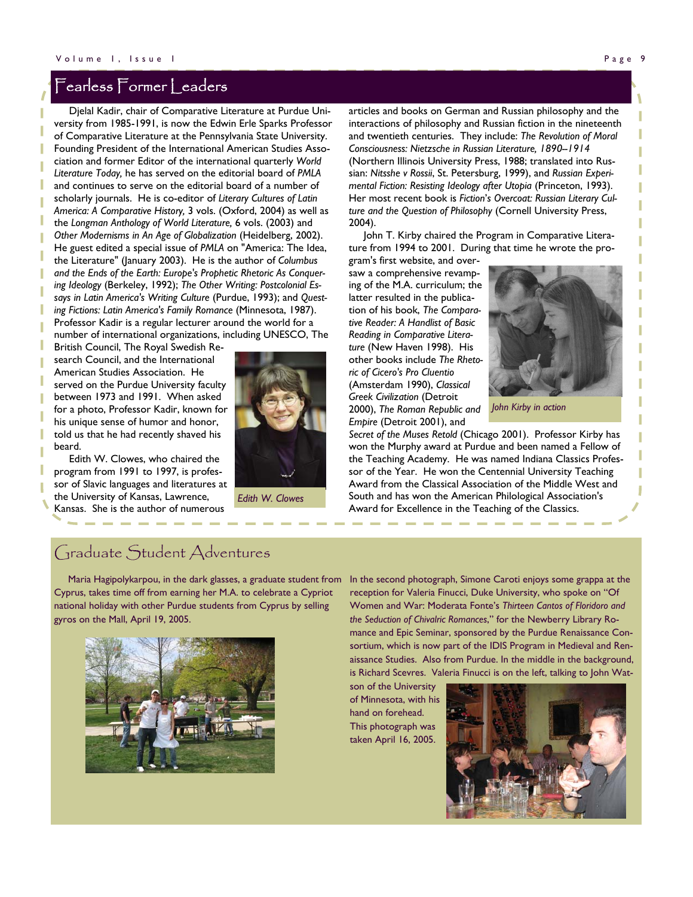## Fearless Former Leaders

Djelal Kadir, chair of Comparative Literature at Purdue University from 1985-1991, is now the Edwin Erle Sparks Professor of Comparative Literature at the Pennsylvania State University. Founding President of the International American Studies Association and former Editor of the international quarterly *World Literature Today,* he has served on the editorial board of *PMLA* and continues to serve on the editorial board of a number of scholarly journals. He is co-editor of *Literary Cultures of Latin America: A Comparative History,* 3 vols. (Oxford, 2004) as well as the *Longman Anthology of World Literature,* 6 vols. (2003) and *Other Modernisms in An Age of Globalization* (Heidelberg, 2002). He guest edited a special issue of *PMLA* on "America: The Idea, the Literature" (January 2003). He is the author of *Columbus and the Ends of the Earth: Europe's Prophetic Rhetoric As Conquering Ideology* (Berkeley, 1992); *The Other Writing: Postcolonial Essays in Latin America's Writing Culture* (Purdue, 1993); and *Questing Fictions: Latin America's Family Romance* (Minnesota, 1987). Professor Kadir is a regular lecturer around the world for a number of international organizations, including UNESCO, The British Council, The Royal Swedish Research Council, and the International American Studies Association. He served on the Purdue University faculty between 1973 and 1991. When asked for a photo, Professor Kadir, known for his unique sense of humor and honor, told us that he had recently shaved his beard.

Edith W. Clowes, who chaired the program from 1991 to 1997, is professor of Slavic languages and literatures at the University of Kansas, Lawrence, Kansas. She is the author of numerous articles and books on German and Russian philosophy and the interactions of philosophy and Russian fiction in the nineteenth and twentieth centuries. They include: *The Revolution of Moral Consciousness: Nietzsche in Russian Literature, 1890–1914* (Northern Illinois University Press, 1988; translated into Russian: *Nitsshe v Rossii*, St. Petersburg, 1999), and *Russian Experimental Fiction: Resisting Ideology after Utopia* (Princeton, 1993). Her most recent book is *Fiction's Overcoat: Russian Literary Culture and the Question of Philosophy* (Cornell University Press, 2004).

*Edith W. Clowes*

John T. Kirby chaired the Program in Comparative Literature from 1994 to 2001. During that time he wrote the program's first website, and oversaw a comprehensive revamping of the M.A. curriculum; the latter resulted in the publication of his book, *The Comparative Reader: A Handlist of Basic Reading in Comparative Literature* (New Haven 1998). His other books include *The Rhetoric of Cicero's Pro Cluentio* (Amsterdam 1990), *Classical Greek Civilization* (Detroit 2000), *The Roman Republic and Empire* (Detroit 2001), and *Secret of the Muses Retold* (Chicago 2001). Professor Kirby has won the Murphy award at Purdue and been named a Fellow of the Teaching Academy. He was named Indiana Classics Professor of the Year. He won the Centennial University Teaching Award from the Classical Association of the Middle West and South and has won the American Philological Association's Award for Excellence in the Teaching of the Classics.

*John Kirby in action*

## Graduate Student Adventures

Maria Hagipolykarpou, in the dark glasses, a graduate student from Cyprus, takes time off from earning her M.A. to celebrate a Cypriot national holiday with other Purdue students from Cyprus by selling gyros on the Mall, April 19, 2005.

In the second photograph, Simone Caroti enjoys some grappa at the reception for Valeria Finucci, Duke University, who spoke on "Of Women and War: Moderata Fonte's *Thirteen Cantos of Floridoro and the Seduction of Chivalric Romances*," for the Newberry Library Romance and Epic Seminar, sponsored by the Purdue Renaissance Consortium, which is now part of the IDIS Program in Medieval and Renaissance Studies. Also from Purdue. In the middle in the background, is Richard Scevres. Valeria Finucci is on the left, talking to John Watson of the University of Minnesota, with his hand on forehead. This photograph was taken April 16, 2005.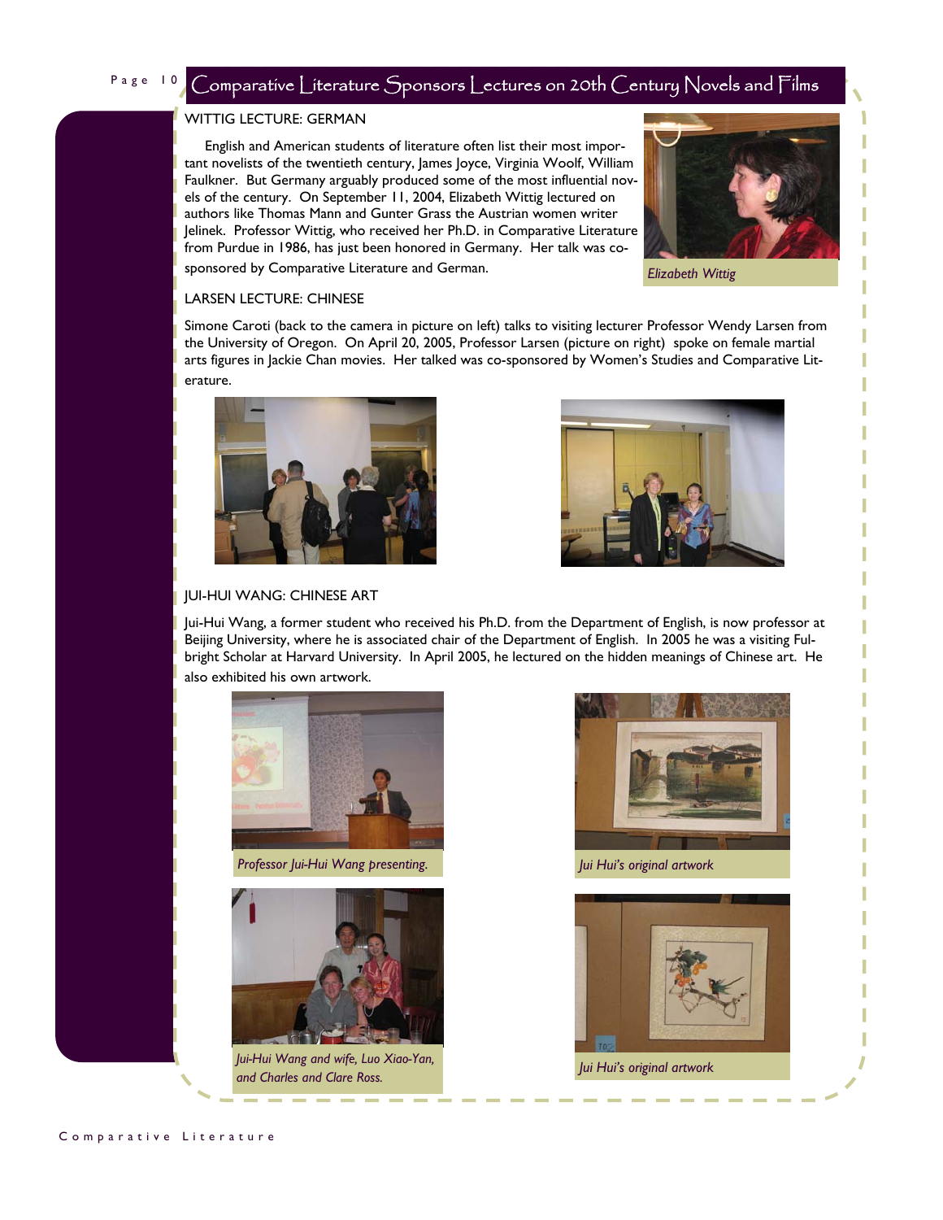# Comparative Literature Sponsors Lectures on 20th Century Novels and Films

## WITTIG LECTURE: GERMAN

English and American students of literature often list their most important novelists of the twentieth century, James Joyce, Virginia Woolf, William Faulkner. But Germany arguably produced some of the most influential novels of the century. On September 11, 2004, Elizabeth Wittig lectured on authors like Thomas Mann and Gunter Grass the Austrian women writer Jelinek. Professor Wittig, who received her Ph.D. in Comparative Literature from Purdue in 1986, has just been honored in Germany. Her talk was co-sponsored by Comparative Literature and German.

*Elizabeth Wittig*

## LARSEN LECTURE: CHINESE

Simone Caroti (back to the camera in picture on left) talks to visiting lecturer Professor Wendy Larsen from the University of Oregon. On April 20, 2005, Professor Larsen (picture on right) spoke on female martial arts figures in Jackie Chan movies. Her talked was co-sponsored by Women's Studies and Comparative Literature.

## JUI-HUI WANG: CHINESE ART

Jui-Hui Wang, a former student who received his Ph.D. from the Department of English, is now professor at Beijing University, where he is associated chair of the Department of English. In 2005 he was a visiting Fulbright Scholar at Harvard University. In April 2005, he lectured on the hidden meanings of Chinese art. He also exhibited his own artwork.

*Professor Jui-Hui Wang presenting.*

*Jui Hui's original artwork*

*Jui-Hui Wang and wife, Luo Xiao-Yan, and Charles and Clare Ross.*

*Jui Hui's original artwork*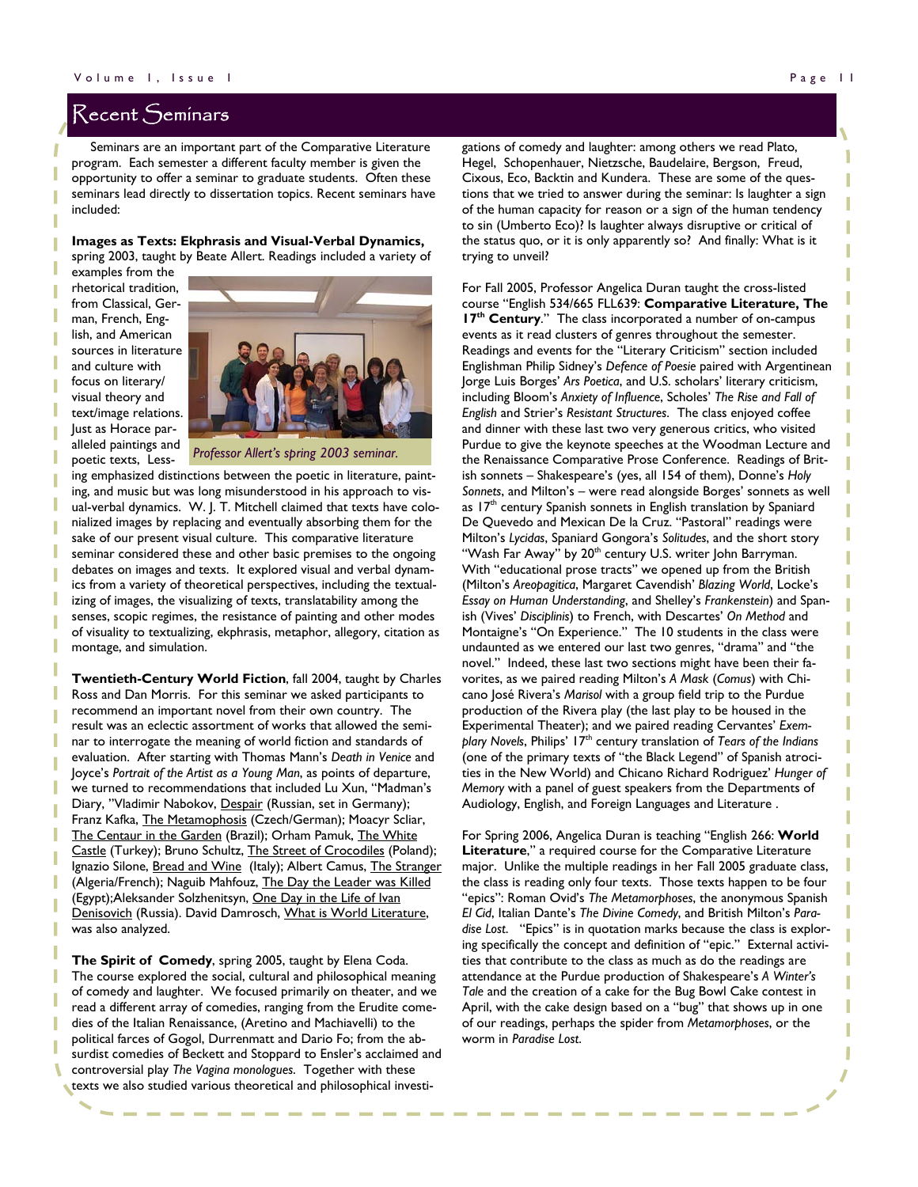## Recent Seminars

Seminars are an important part of the Comparative Literature program. Each semester a different faculty member is given the opportunity to offer a seminar to graduate students. Often these seminars lead directly to dissertation topics. Recent seminars have included:

**Images as Texts: Ekphrasis and Visual-Verbal Dynamics,** spring 2003, taught by Beate Allert. Readings included a variety of examples from the rhetorical tradition, from Classical, German, French, English, and American sources in literature and culture with focus on literary/ visual theory and text/image relations. Just as Horace paralleled paintings and poetic texts, Lessing emphasized distinctions between the poetic in literature, painting, and music but was long misunderstood in his approach to visual-verbal dynamics. W. J. T. Mitchell claimed that texts have colonialized images by replacing and eventually absorbing them for the sake of our present visual culture. This comparative literature seminar considered these and other basic premises to the ongoing debates on images and texts. It explored visual and verbal dynamics from a variety of theoretical perspectives, including the textualizing of images, the visualizing of texts, translatability among the senses, scopic regimes, the resistance of painting and other modes of visuality to textualizing, ekphrasis, metaphor, allegory, citation as montage, and simulation.

*Professor Allert's spring 2003 seminar.*

**Twentieth-Century World Fiction**, fall 2004, taught by Charles Ross and Dan Morris. For this seminar we asked participants to recommend an important novel from their own country. The result was an eclectic assortment of works that allowed the seminar to interrogate the meaning of world fiction and standards of evaluation. After starting with Thomas Mann's *Death in Venice* and Joyce's *Portrait of the Artist as a Young Man*, as points of departure, we turned to recommendations that included Lu Xun, "Madman's Diary, "Vladimir Nabokov, Despair (Russian, set in Germany); Franz Kafka, The Metamophosis (Czech/German); Moacyr Scliar, The Centaur in the Garden (Brazil); Orham Pamuk, The White Castle (Turkey); Bruno Schultz, The Street of Crocodiles (Poland); Ignazio Silone, Bread and Wine (Italy); Albert Camus, The Stranger (Algeria/French); Naguib Mahfouz, The Day the Leader was Killed (Egypt);Aleksander Solzhenitsyn, One Day in the Life of Ivan Denisovich (Russia). David Damrosch, What is World Literature, was also analyzed.

**The Spirit of Comedy**, spring 2005, taught by Elena Coda. The course explored the social, cultural and philosophical meaning of comedy and laughter. We focused primarily on theater, and we read a different array of comedies, ranging from the Erudite comedies of the Italian Renaissance, (Aretino and Machiavelli) to the political farces of Gogol, Durrenmatt and Dario Fo; from the absurdist comedies of Beckett and Stoppard to Ensler's acclaimed and controversial play *The Vagina monologues.* Together with these texts we also studied various theoretical and philosophical investigations of comedy and laughter: among others we read Plato, Hegel, Schopenhauer, Nietzsche, Baudelaire, Bergson, Freud, Cixous, Eco, Backtin and Kundera. These are some of the questions that we tried to answer during the seminar: Is laughter a sign of the human capacity for reason or a sign of the human tendency to sin (Umberto Eco)? Is laughter always disruptive or critical of the status quo, or it is only apparently so? And finally: What is it trying to unveil?

For Fall 2005, Professor Angelica Duran taught the cross-listed course "English 534/665 FLL639: **Comparative Literature, The 17th Century**." The class incorporated a number of on-campus events as it read clusters of genres throughout the semester. Readings and events for the "Literary Criticism" section included Englishman Philip Sidney's *Defence of Poesie* paired with Argentinean Jorge Luis Borges' *Ars Poetica*, and U.S. scholars' literary criticism, including Bloom's *Anxiety of Influence*, Scholes' *The Rise and Fall of English* and Strier's *Resistant Structures*. The class enjoyed coffee and dinner with these last two very generous critics, who visited Purdue to give the keynote speeches at the Woodman Lecture and the Renaissance Comparative Prose Conference. Readings of British sonnets – Shakespeare's (yes, all 154 of them), Donne's *Holy Sonnets*, and Milton's – were read alongside Borges' sonnets as well as 17th century Spanish sonnets in English translation by Spaniard De Quevedo and Mexican De la Cruz. "Pastoral" readings were Milton's *Lycidas*, Spaniard Gongora's *Solitudes*, and the short story "Wash Far Away" by 20th century U.S. writer John Barryman. With "educational prose tracts" we opened up from the British (Milton's *Areopagitica*, Margaret Cavendish' *Blazing World*, Locke's *Essay on Human Understanding*, and Shelley's *Frankenstein*) and Spanish (Vives' *Disciplinis*) to French, with Descartes' *On Method* and Montaigne's "On Experience." The 10 students in the class were undaunted as we entered our last two genres, "drama" and "the novel." Indeed, these last two sections might have been their favorites, as we paired reading Milton's *A Mask* (*Comus*) with Chicano José Rivera's *Marisol* with a group field trip to the Purdue production of the Rivera play (the last play to be housed in the Experimental Theater); and we paired reading Cervantes' *Exemplary Novels*, Philips' 17th century translation of *Tears of the Indians* (one of the primary texts of "the Black Legend" of Spanish atrocities in the New World) and Chicano Richard Rodriguez' *Hunger of Memory* with a panel of guest speakers from the Departments of Audiology, English, and Foreign Languages and Literature .

For Spring 2006, Angelica Duran is teaching "English 266: **World Literature**," a required course for the Comparative Literature major. Unlike the multiple readings in her Fall 2005 graduate class, the class is reading only four texts. Those texts happen to be four "epics": Roman Ovid's *The Metamorphoses*, the anonymous Spanish *El Cid*, Italian Dante's *The Divine Comedy*, and British Milton's *Paradise Lost*. "Epics" is in quotation marks because the class is exploring specifically the concept and definition of "epic." External activities that contribute to the class as much as do the readings are attendance at the Purdue production of Shakespeare's *A Winter's Tale* and the creation of a cake for the Bug Bowl Cake contest in April, with the cake design based on a "bug" that shows up in one of our readings, perhaps the spider from *Metamorphoses*, or the worm in *Paradise Lost*.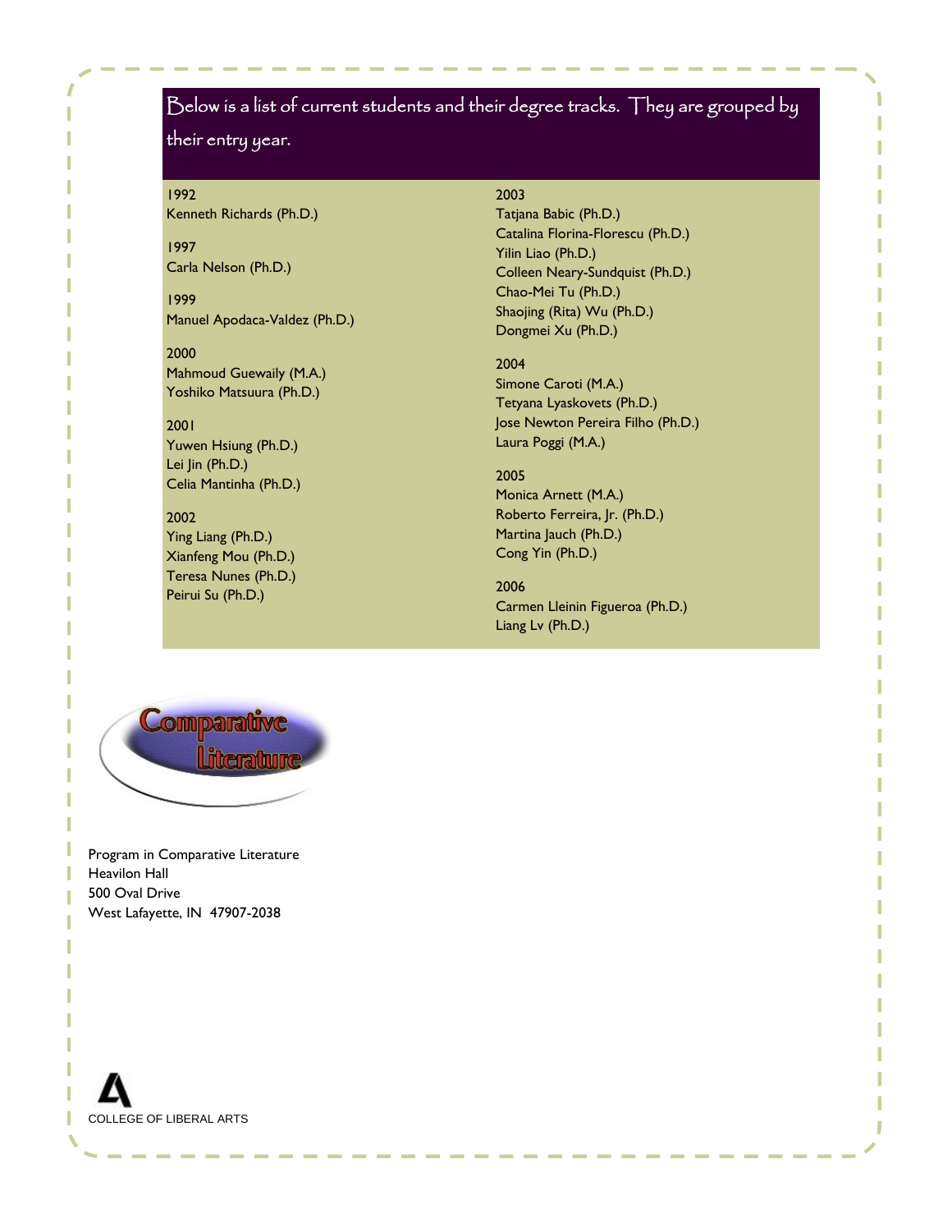Below is a list of current students and their degree tracks. They are grouped by their entry year.

1992
Kenneth Richards (Ph.D.)

1997
Carla Nelson (Ph.D.)

1999
Manuel Apodaca-Valdez (Ph.D.)

2000
Mahmoud Guewaily (M.A.)
Yoshiko Matsuura (Ph.D.)

2001
Yuwen Hsiung (Ph.D.)
Lei Jin (Ph.D.)
Celia Mantinha (Ph.D.)

2002
Ying Liang (Ph.D.)
Xianfeng Mou (Ph.D.)
Teresa Nunes (Ph.D.)
Peirui Su (Ph.D.)

2003
Tatjana Babic (Ph.D.)
Catalina Florina-Florescu (Ph.D.)
Yilin Liao (Ph.D.)
Colleen Neary-Sundquist (Ph.D.)
Chao-Mei Tu (Ph.D.)
Shaojing (Rita) Wu (Ph.D.)
Dongmei Xu (Ph.D.)

2004
Simone Caroti (M.A.)
Tetyana Lyaskovets (Ph.D.)
Jose Newton Pereira Filho (Ph.D.)
Laura Poggi (M.A.)

2005
Monica Arnett (M.A.)
Roberto Ferreira, Jr. (Ph.D.)
Martina Jauch (Ph.D.)
Cong Yin (Ph.D.)

2006
Carmen Lleinin Figueroa (Ph.D.)
Liang Lv (Ph.D.)

Comparative Literature

Program in Comparative Literature
Heavilon Hall
500 Oval Drive
West Lafayette, IN 47907-2038

COLLEGE OF LIBERAL ARTS